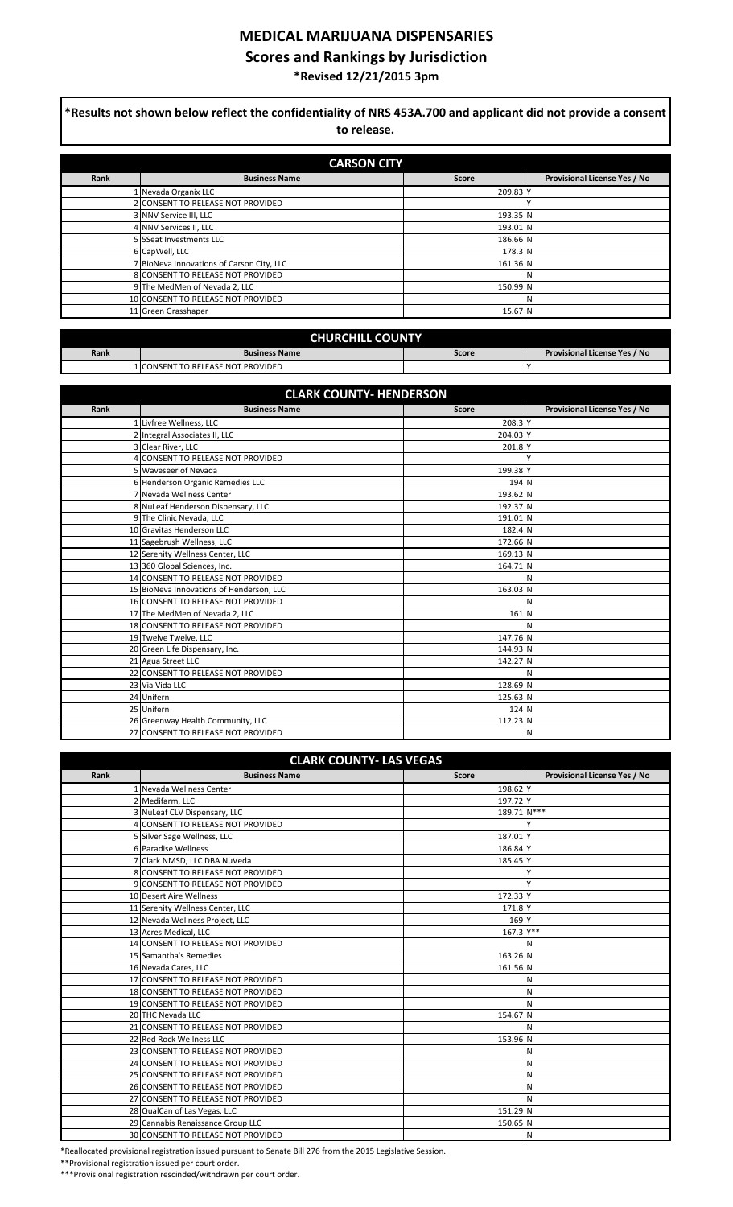# MEDICAL MARIJUANA DISPENSARIES

## Scores and Rankings by Jurisdiction

### *Revised 12/21/2015 3pm

**\*Results not shown below reflect the confidentiality of NRS 453A.700 and applicant did not provide a consent to release.**

**CARSON CITY**

| Rank | Business Name | Score | Provisional License Yes / No |
|---|---|---|---|
| 1 | Nevada Organix LLC | 209.83 | Y |
| 2 | CONSENT TO RELEASE NOT PROVIDED | | Y |
| 3 | NNV Service III, LLC | 193.35 | N |
| 4 | NNV Services II, LLC | 193.01 | N |
| 5 | 5Seat Investments LLC | 186.66 | N |
| 6 | CapWell, LLC | 178.3 | N |
| 7 | BioNeva Innovations of Carson City, LLC | 161.36 | N |
| 8 | CONSENT TO RELEASE NOT PROVIDED | | N |
| 9 | The MedMen of Nevada 2, LLC | 150.99 | N |
| 10 | CONSENT TO RELEASE NOT PROVIDED | | N |
| 11 | Green Grasshaper | 15.67 | N |

**CHURCHILL COUNTY**

| Rank | Business Name | Score | Provisional License Yes / No |
|---|---|---|---|
| 1 | CONSENT TO RELEASE NOT PROVIDED | | Y |

**CLARK COUNTY- HENDERSON**

| Rank | Business Name | Score | Provisional License Yes / No |
|---|---|---|---|
| 1 | Livfree Wellness, LLC | 208.3 | Y |
| 2 | Integral Associates II, LLC | 204.03 | Y |
| 3 | Clear River, LLC | 201.8 | Y |
| 4 | CONSENT TO RELEASE NOT PROVIDED | | Y |
| 5 | Waveseer of Nevada | 199.38 | Y |
| 6 | Henderson Organic Remedies LLC | 194 | N |
| 7 | Nevada Wellness Center | 193.62 | N |
| 8 | NuLeaf Henderson Dispensary, LLC | 192.37 | N |
| 9 | The Clinic Nevada, LLC | 191.01 | N |
| 10 | Gravitas Henderson LLC | 182.4 | N |
| 11 | Sagebrush Wellness, LLC | 172.66 | N |
| 12 | Serenity Wellness Center, LLC | 169.13 | N |
| 13 | 360 Global Sciences, Inc. | 164.71 | N |
| 14 | CONSENT TO RELEASE NOT PROVIDED | | N |
| 15 | BioNeva Innovations of Henderson, LLC | 163.03 | N |
| 16 | CONSENT TO RELEASE NOT PROVIDED | | N |
| 17 | The MedMen of Nevada 2, LLC | 161 | N |
| 18 | CONSENT TO RELEASE NOT PROVIDED | | N |
| 19 | Twelve Twelve, LLC | 147.76 | N |
| 20 | Green Life Dispensary, Inc. | 144.93 | N |
| 21 | Agua Street LLC | 142.27 | N |
| 22 | CONSENT TO RELEASE NOT PROVIDED | | N |
| 23 | Via Vida LLC | 128.69 | N |
| 24 | Unifern | 125.63 | N |
| 25 | Unifern | 124 | N |
| 26 | Greenway Health Community, LLC | 112.23 | N |
| 27 | CONSENT TO RELEASE NOT PROVIDED | | N |

**CLARK COUNTY- LAS VEGAS**

| Rank | Business Name | Score | Provisional License Yes / No |
|---|---|---|---|
| 1 | Nevada Wellness Center | 198.62 | Y |
| 2 | Medifarm, LLC | 197.72 | Y |
| 3 | NuLeaf CLV Dispensary, LLC | 189.71 | N*** |
| 4 | CONSENT TO RELEASE NOT PROVIDED | | Y |
| 5 | Silver Sage Wellness, LLC | 187.01 | Y |
| 6 | Paradise Wellness | 186.84 | Y |
| 7 | Clark NMSD, LLC DBA NuVeda | 185.45 | Y |
| 8 | CONSENT TO RELEASE NOT PROVIDED | | Y |
| 9 | CONSENT TO RELEASE NOT PROVIDED | | Y |
| 10 | Desert Aire Wellness | 172.33 | Y |
| 11 | Serenity Wellness Center, LLC | 171.8 | Y |
| 12 | Nevada Wellness Project, LLC | 169 | Y |
| 13 | Acres Medical, LLC | 167.3 | Y** |
| 14 | CONSENT TO RELEASE NOT PROVIDED | | N |
| 15 | Samantha's Remedies | 163.26 | N |
| 16 | Nevada Cares, LLC | 161.56 | N |
| 17 | CONSENT TO RELEASE NOT PROVIDED | | N |
| 18 | CONSENT TO RELEASE NOT PROVIDED | | N |
| 19 | CONSENT TO RELEASE NOT PROVIDED | | N |
| 20 | THC Nevada LLC | 154.67 | N |
| 21 | CONSENT TO RELEASE NOT PROVIDED | | N |
| 22 | Red Rock Wellness LLC | 153.96 | N |
| 23 | CONSENT TO RELEASE NOT PROVIDED | | N |
| 24 | CONSENT TO RELEASE NOT PROVIDED | | N |
| 25 | CONSENT TO RELEASE NOT PROVIDED | | N |
| 26 | CONSENT TO RELEASE NOT PROVIDED | | N |
| 27 | CONSENT TO RELEASE NOT PROVIDED | | N |
| 28 | QualCan of Las Vegas, LLC | 151.29 | N |
| 29 | Cannabis Renaissance Group LLC | 150.65 | N |
| 30 | CONSENT TO RELEASE NOT PROVIDED | | N |

*Reallocated provisional registration issued pursuant to Senate Bill 276 from the 2015 Legislative Session.

**Provisional registration issued per court order.

***Provisional registration rescinded/withdrawn per court order.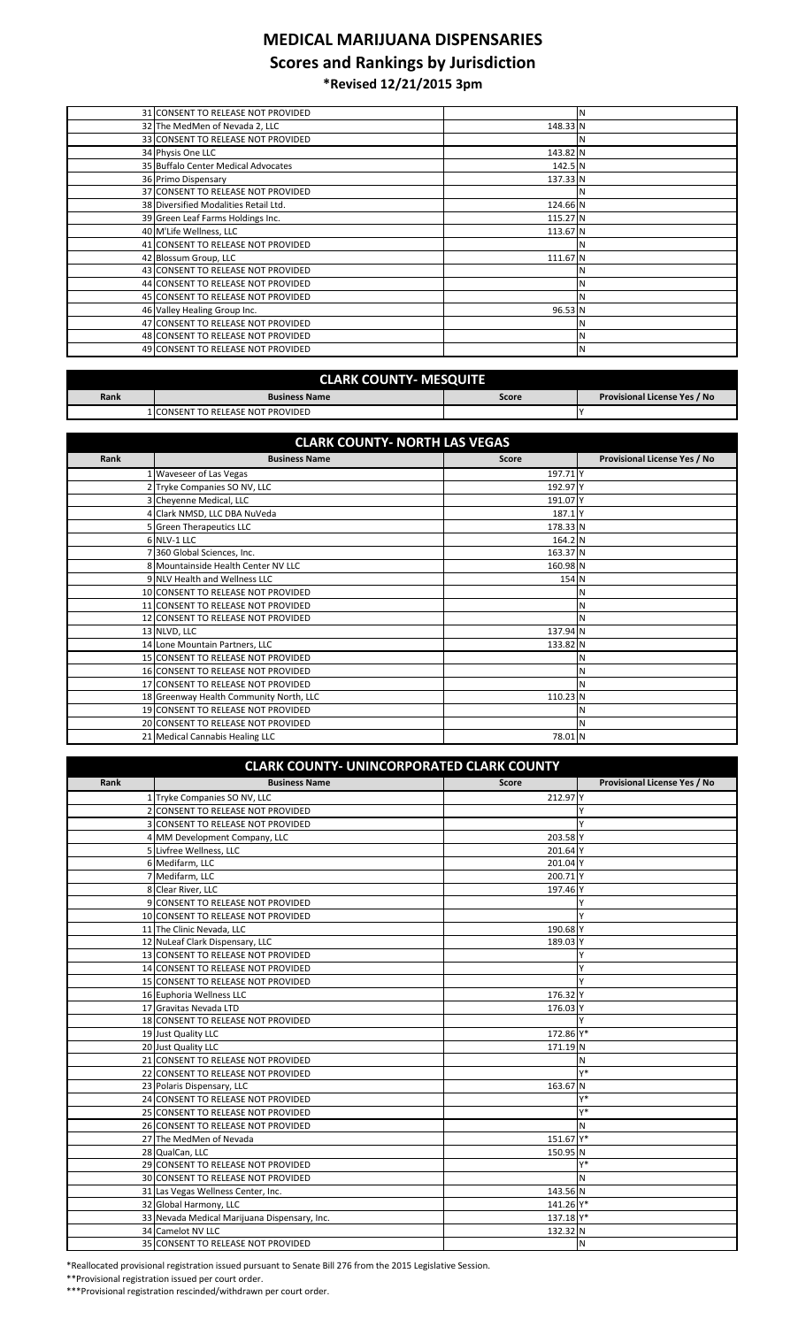# MEDICAL MARIJUANA DISPENSARIES

## Scores and Rankings by Jurisdiction

### *Revised 12/21/2015 3pm

| Rank | Business Name | Score | Provisional License Yes / No |
|---|---|---|---|
| 31 | CONSENT TO RELEASE NOT PROVIDED | | N |
| 32 | The MedMen of Nevada 2, LLC | 148.33 | N |
| 33 | CONSENT TO RELEASE NOT PROVIDED | | N |
| 34 | Physis One LLC | 143.82 | N |
| 35 | Buffalo Center Medical Advocates | 142.5 | N |
| 36 | Primo Dispensary | 137.33 | N |
| 37 | CONSENT TO RELEASE NOT PROVIDED | | N |
| 38 | Diversified Modalities Retail Ltd. | 124.66 | N |
| 39 | Green Leaf Farms Holdings Inc. | 115.27 | N |
| 40 | M'Life Wellness, LLC | 113.67 | N |
| 41 | CONSENT TO RELEASE NOT PROVIDED | | N |
| 42 | Blossum Group, LLC | 111.67 | N |
| 43 | CONSENT TO RELEASE NOT PROVIDED | | N |
| 44 | CONSENT TO RELEASE NOT PROVIDED | | N |
| 45 | CONSENT TO RELEASE NOT PROVIDED | | N |
| 46 | Valley Healing Group Inc. | 96.53 | N |
| 47 | CONSENT TO RELEASE NOT PROVIDED | | N |
| 48 | CONSENT TO RELEASE NOT PROVIDED | | N |
| 49 | CONSENT TO RELEASE NOT PROVIDED | | N |

**CLARK COUNTY- MESQUITE**

| Rank | Business Name | Score | Provisional License Yes / No |
|---|---|---|---|
| 1 | CONSENT TO RELEASE NOT PROVIDED | | Y |

**CLARK COUNTY- NORTH LAS VEGAS**

| Rank | Business Name | Score | Provisional License Yes / No |
|---|---|---|---|
| 1 | Waveseer of Las Vegas | 197.71 | Y |
| 2 | Tryke Companies SO NV, LLC | 192.97 | Y |
| 3 | Cheyenne Medical, LLC | 191.07 | Y |
| 4 | Clark NMSD, LLC DBA NuVeda | 187.1 | Y |
| 5 | Green Therapeutics LLC | 178.33 | N |
| 6 | NLV-1 LLC | 164.2 | N |
| 7 | 360 Global Sciences, Inc. | 163.37 | N |
| 8 | Mountainside Health Center NV LLC | 160.98 | N |
| 9 | NLV Health and Wellness LLC | 154 | N |
| 10 | CONSENT TO RELEASE NOT PROVIDED | | N |
| 11 | CONSENT TO RELEASE NOT PROVIDED | | N |
| 12 | CONSENT TO RELEASE NOT PROVIDED | | N |
| 13 | NLVD, LLC | 137.94 | N |
| 14 | Lone Mountain Partners, LLC | 133.82 | N |
| 15 | CONSENT TO RELEASE NOT PROVIDED | | N |
| 16 | CONSENT TO RELEASE NOT PROVIDED | | N |
| 17 | CONSENT TO RELEASE NOT PROVIDED | | N |
| 18 | Greenway Health Community North, LLC | 110.23 | N |
| 19 | CONSENT TO RELEASE NOT PROVIDED | | N |
| 20 | CONSENT TO RELEASE NOT PROVIDED | | N |
| 21 | Medical Cannabis Healing LLC | 78.01 | N |

**CLARK COUNTY- UNINCORPORATED CLARK COUNTY**

| Rank | Business Name | Score | Provisional License Yes / No |
|---|---|---|---|
| 1 | Tryke Companies SO NV, LLC | 212.97 | Y |
| 2 | CONSENT TO RELEASE NOT PROVIDED | | Y |
| 3 | CONSENT TO RELEASE NOT PROVIDED | | Y |
| 4 | MM Development Company, LLC | 203.58 | Y |
| 5 | Livfree Wellness, LLC | 201.64 | Y |
| 6 | Medifarm, LLC | 201.04 | Y |
| 7 | Medifarm, LLC | 200.71 | Y |
| 8 | Clear River, LLC | 197.46 | Y |
| 9 | CONSENT TO RELEASE NOT PROVIDED | | Y |
| 10 | CONSENT TO RELEASE NOT PROVIDED | | Y |
| 11 | The Clinic Nevada, LLC | 190.68 | Y |
| 12 | NuLeaf Clark Dispensary, LLC | 189.03 | Y |
| 13 | CONSENT TO RELEASE NOT PROVIDED | | Y |
| 14 | CONSENT TO RELEASE NOT PROVIDED | | Y |
| 15 | CONSENT TO RELEASE NOT PROVIDED | | Y |
| 16 | Euphoria Wellness LLC | 176.32 | Y |
| 17 | Gravitas Nevada LTD | 176.03 | Y |
| 18 | CONSENT TO RELEASE NOT PROVIDED | | Y |
| 19 | Just Quality LLC | 172.86 | Y* |
| 20 | Just Quality LLC | 171.19 | N |
| 21 | CONSENT TO RELEASE NOT PROVIDED | | N |
| 22 | CONSENT TO RELEASE NOT PROVIDED | | Y* |
| 23 | Polaris Dispensary, LLC | 163.67 | N |
| 24 | CONSENT TO RELEASE NOT PROVIDED | | Y* |
| 25 | CONSENT TO RELEASE NOT PROVIDED | | Y* |
| 26 | CONSENT TO RELEASE NOT PROVIDED | | N |
| 27 | The MedMen of Nevada | 151.67 | Y* |
| 28 | QualCan, LLC | 150.95 | N |
| 29 | CONSENT TO RELEASE NOT PROVIDED | | Y* |
| 30 | CONSENT TO RELEASE NOT PROVIDED | | N |
| 31 | Las Vegas Wellness Center, Inc. | 143.56 | N |
| 32 | Global Harmony, LLC | 141.26 | Y* |
| 33 | Nevada Medical Marijuana Dispensary, Inc. | 137.18 | Y* |
| 34 | Camelot NV LLC | 132.32 | N |
| 35 | CONSENT TO RELEASE NOT PROVIDED | | N |

*Reallocated provisional registration issued pursuant to Senate Bill 276 from the 2015 Legislative Session.

**Provisional registration issued per court order.

***Provisional registration rescinded/withdrawn per court order.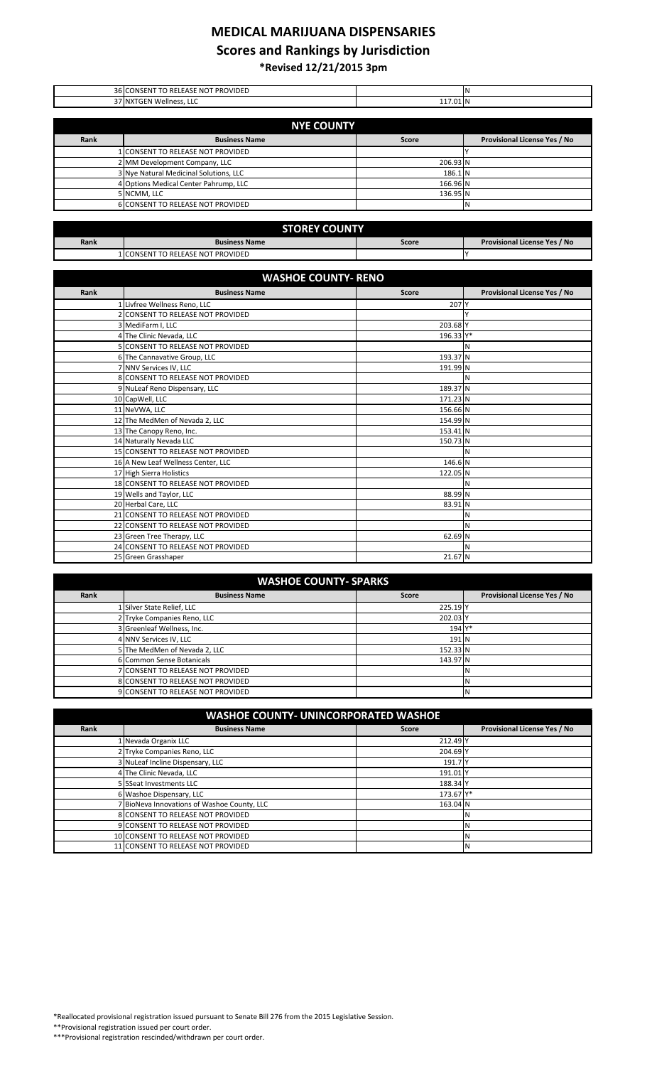# MEDICAL MARIJUANA DISPENSARIES

## Scores and Rankings by Jurisdiction

### *Revised 12/21/2015 3pm

| | | | |
|---|---|---|---|
| 36 | CONSENT TO RELEASE NOT PROVIDED | | N |
| 37 | NXTGEN Wellness, LLC | 117.01 | N |

| NYE COUNTY | | | |
|---|---|---|---|
| **Rank** | **Business Name** | **Score** | **Provisional License Yes / No** |
| 1 | CONSENT TO RELEASE NOT PROVIDED | | Y |
| 2 | MM Development Company, LLC | 206.93 | N |
| 3 | Nye Natural Medicinal Solutions, LLC | 186.1 | N |
| 4 | Options Medical Center Pahrump, LLC | 166.96 | N |
| 5 | NCMM, LLC | 136.95 | N |
| 6 | CONSENT TO RELEASE NOT PROVIDED | | N |

| STOREY COUNTY | | | |
|---|---|---|---|
| **Rank** | **Business Name** | **Score** | **Provisional License Yes / No** |
| 1 | CONSENT TO RELEASE NOT PROVIDED | | Y |

| WASHOE COUNTY- RENO | | | |
|---|---|---|---|
| **Rank** | **Business Name** | **Score** | **Provisional License Yes / No** |
| 1 | Livfree Wellness Reno, LLC | 207 | Y |
| 2 | CONSENT TO RELEASE NOT PROVIDED | | Y |
| 3 | MediFarm I, LLC | 203.68 | Y |
| 4 | The Clinic Nevada, LLC | 196.33 | Y* |
| 5 | CONSENT TO RELEASE NOT PROVIDED | | N |
| 6 | The Cannavative Group, LLC | 193.37 | N |
| 7 | NNV Services IV, LLC | 191.99 | N |
| 8 | CONSENT TO RELEASE NOT PROVIDED | | N |
| 9 | NuLeaf Reno Dispensary, LLC | 189.37 | N |
| 10 | CapWell, LLC | 171.23 | N |
| 11 | NeVWA, LLC | 156.66 | N |
| 12 | The MedMen of Nevada 2, LLC | 154.99 | N |
| 13 | The Canopy Reno, Inc. | 153.41 | N |
| 14 | Naturally Nevada LLC | 150.73 | N |
| 15 | CONSENT TO RELEASE NOT PROVIDED | | N |
| 16 | A New Leaf Wellness Center, LLC | 146.6 | N |
| 17 | High Sierra Holistics | 122.05 | N |
| 18 | CONSENT TO RELEASE NOT PROVIDED | | N |
| 19 | Wells and Taylor, LLC | 88.99 | N |
| 20 | Herbal Care, LLC | 83.91 | N |
| 21 | CONSENT TO RELEASE NOT PROVIDED | | N |
| 22 | CONSENT TO RELEASE NOT PROVIDED | | N |
| 23 | Green Tree Therapy, LLC | 62.69 | N |
| 24 | CONSENT TO RELEASE NOT PROVIDED | | N |
| 25 | Green Grasshaper | 21.67 | N |

| WASHOE COUNTY- SPARKS | | | |
|---|---|---|---|
| **Rank** | **Business Name** | **Score** | **Provisional License Yes / No** |
| 1 | Silver State Relief, LLC | 225.19 | Y |
| 2 | Tryke Companies Reno, LLC | 202.03 | Y |
| 3 | Greenleaf Wellness, Inc. | 194 | Y* |
| 4 | NNV Services IV, LLC | 191 | N |
| 5 | The MedMen of Nevada 2, LLC | 152.33 | N |
| 6 | Common Sense Botanicals | 143.97 | N |
| 7 | CONSENT TO RELEASE NOT PROVIDED | | N |
| 8 | CONSENT TO RELEASE NOT PROVIDED | | N |
| 9 | CONSENT TO RELEASE NOT PROVIDED | | N |

| WASHOE COUNTY- UNINCORPORATED WASHOE | | | |
|---|---|---|---|
| **Rank** | **Business Name** | **Score** | **Provisional License Yes / No** |
| 1 | Nevada Organix LLC | 212.49 | Y |
| 2 | Tryke Companies Reno, LLC | 204.69 | Y |
| 3 | NuLeaf Incline Dispensary, LLC | 191.7 | Y |
| 4 | The Clinic Nevada, LLC | 191.01 | Y |
| 5 | 5Seat Investments LLC | 188.34 | Y |
| 6 | Washoe Dispensary, LLC | 173.67 | Y* |
| 7 | BioNeva Innovations of Washoe County, LLC | 163.04 | N |
| 8 | CONSENT TO RELEASE NOT PROVIDED | | N |
| 9 | CONSENT TO RELEASE NOT PROVIDED | | N |
| 10 | CONSENT TO RELEASE NOT PROVIDED | | N |
| 11 | CONSENT TO RELEASE NOT PROVIDED | | N |

*Reallocated provisional registration issued pursuant to Senate Bill 276 from the 2015 Legislative Session.

**Provisional registration issued per court order.

***Provisional registration rescinded/withdrawn per court order.